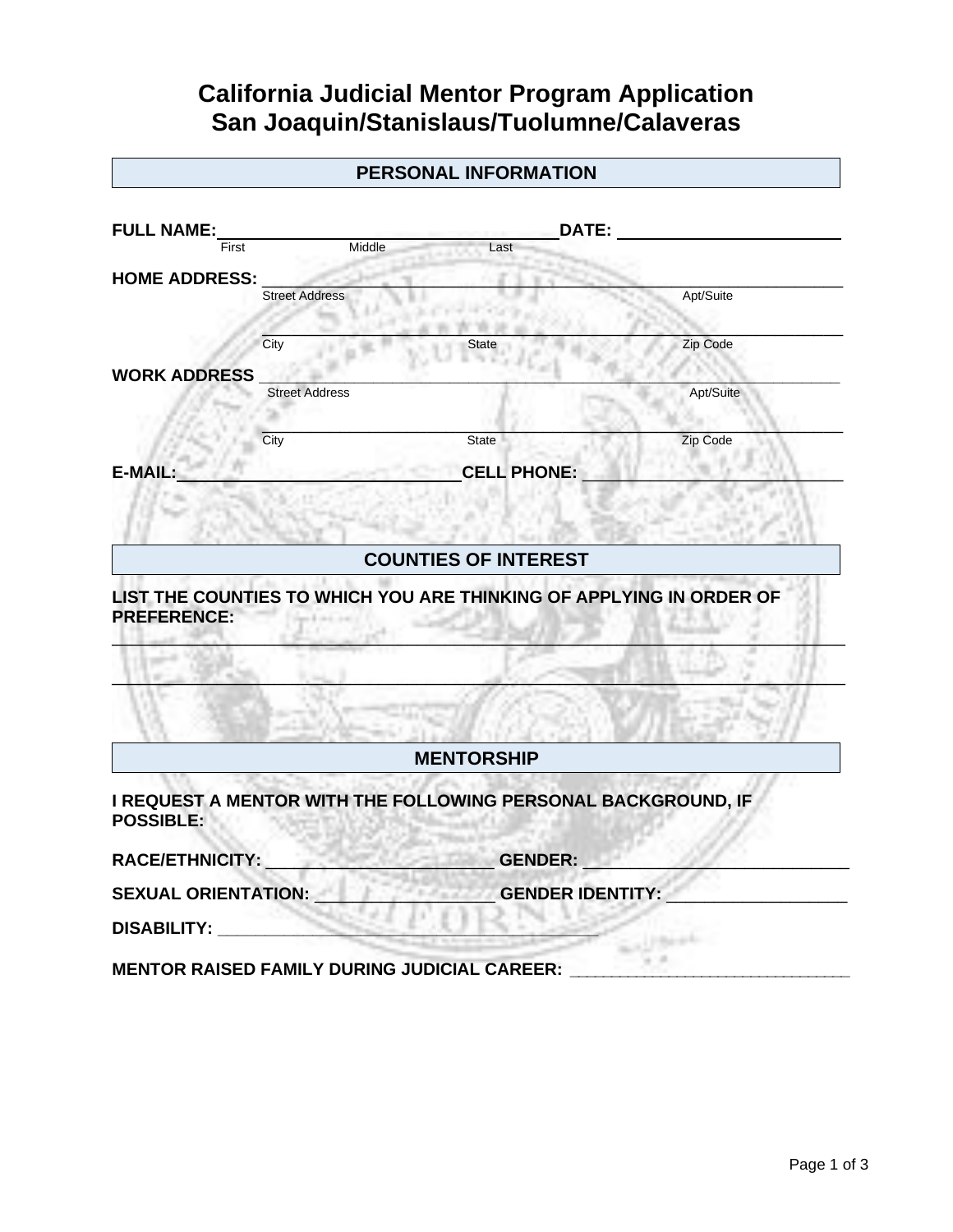# California Judicial Mentor Program Application
# San Joaquin/Stanislaus/Tuolumne/Calaveras

## PERSONAL INFORMATION

**FULL NAME:** ___________________________________ **DATE:** ________________________

First Middle Last

**HOME ADDRESS:** ____________________________________________________________

Street Address Apt/Suite

____________________________________________________________

City State Zip Code

**WORK ADDRESS** ____________________________________________________________

Street Address Apt/Suite

____________________________________________________________

City State Zip Code

**E-MAIL:** ______________________________ **CELL PHONE:** ____________________________

## COUNTIES OF INTEREST

**LIST THE COUNTIES TO WHICH YOU ARE THINKING OF APPLYING IN ORDER OF PREFERENCE:**

______________________________________________________________________________

______________________________________________________________________________

## MENTORSHIP

**I REQUEST A MENTOR WITH THE FOLLOWING PERSONAL BACKGROUND, IF POSSIBLE:**

**RACE/ETHNICITY:** ________________________ **GENDER:** ____________________________

**SEXUAL ORIENTATION:** __________________ **GENDER IDENTITY:** ___________________

**DISABILITY:** ________________________________________

**MENTOR RAISED FAMILY DURING JUDICIAL CAREER:** ______________________________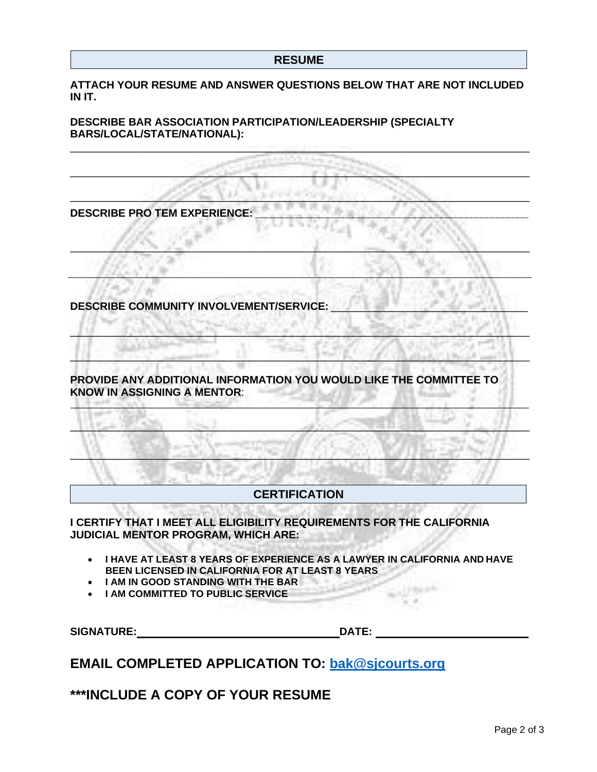## RESUME

**ATTACH YOUR RESUME AND ANSWER QUESTIONS BELOW THAT ARE NOT INCLUDED IN IT.**

**DESCRIBE BAR ASSOCIATION PARTICIPATION/LEADERSHIP (SPECIALTY BARS/LOCAL/STATE/NATIONAL):**

______________________________________________________________________

______________________________________________________________________

______________________________________________________________________

**DESCRIBE PRO TEM EXPERIENCE:** ________________________________________

______________________________________________________________________

______________________________________________________________________

**DESCRIBE COMMUNITY INVOLVEMENT/SERVICE:** ______________________________

______________________________________________________________________

______________________________________________________________________

**PROVIDE ANY ADDITIONAL INFORMATION YOU WOULD LIKE THE COMMITTEE TO KNOW IN ASSIGNING A MENTOR**:

______________________________________________________________________

______________________________________________________________________

______________________________________________________________________

## CERTIFICATION

**I CERTIFY THAT I MEET ALL ELIGIBILITY REQUIREMENTS FOR THE CALIFORNIA JUDICIAL MENTOR PROGRAM, WHICH ARE:**

- **I HAVE AT LEAST 8 YEARS OF EXPERIENCE AS A LAWYER IN CALIFORNIA AND HAVE BEEN LICENSED IN CALIFORNIA FOR AT LEAST 8 YEARS**
- **I AM IN GOOD STANDING WITH THE BAR**
- **I AM COMMITTED TO PUBLIC SERVICE**

**SIGNATURE:** ______________________________ **DATE:** ______________________

## EMAIL COMPLETED APPLICATION TO: [bak@sjcourts.org](mailto:bak@sjcourts.org)

## ***INCLUDE A COPY OF YOUR RESUME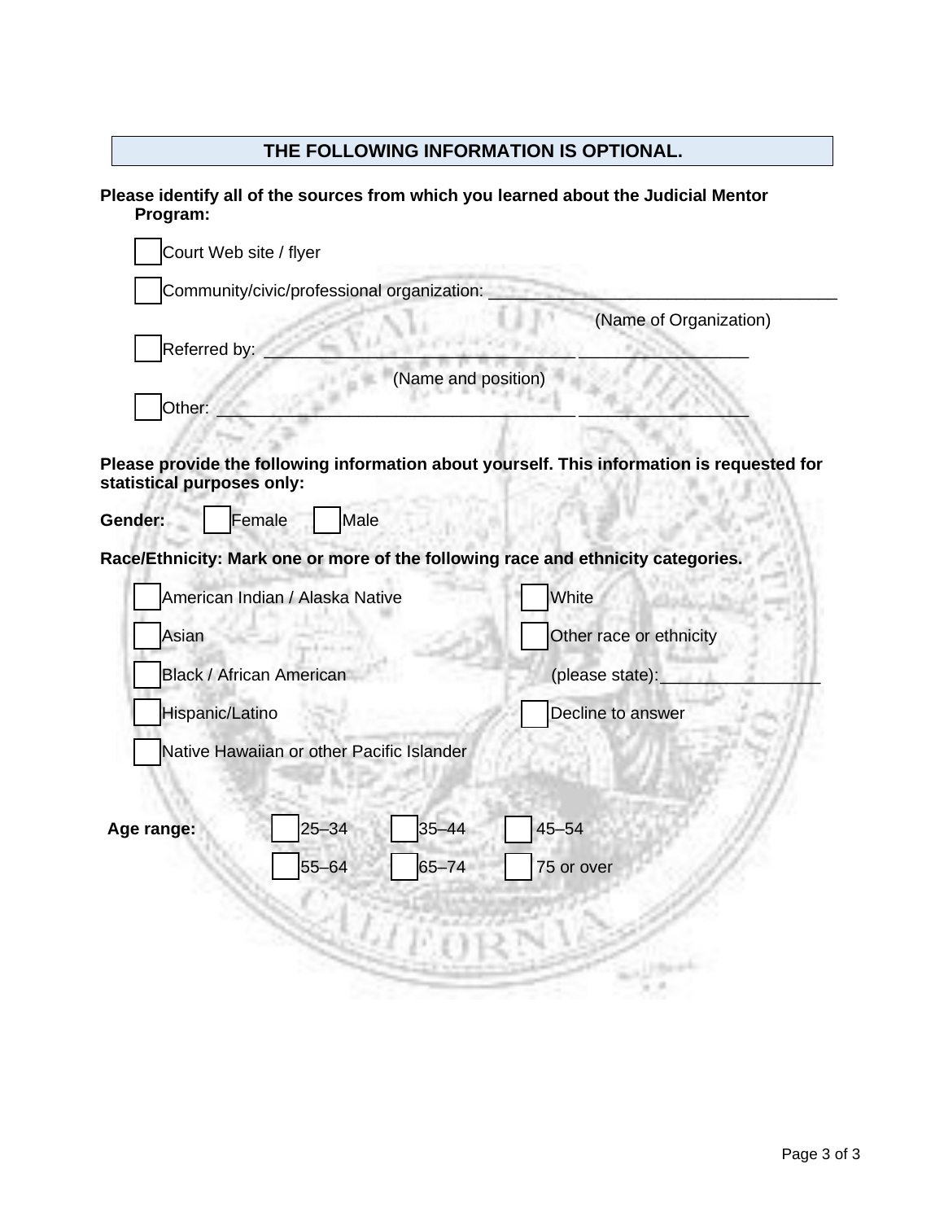**THE FOLLOWING INFORMATION IS OPTIONAL.**

**Please identify all of the sources from which you learned about the Judicial Mentor Program:**

- ☐ Court Web site / flyer
- ☐ Community/civic/professional organization: ______________________________________
  (Name of Organization)
- ☐ Referred by: __________________________________ _________________
  (Name and position)
- ☐ Other: ________________________________________ _________________

**Please provide the following information about yourself. This information is requested for statistical purposes only:**

**Gender:** ☐ Female ☐ Male

**Race/Ethnicity: Mark one or more of the following race and ethnicity categories.**

- ☐ American Indian / Alaska Native
- ☐ Asian
- ☐ Black / African American
- ☐ Hispanic/Latino
- ☐ Native Hawaiian or other Pacific Islander
- ☐ White
- ☐ Other race or ethnicity
  (please state):_________________
- ☐ Decline to answer

**Age range:** ☐ 25–34 ☐ 35–44 ☐ 45–54 ☐ 55–64 ☐ 65–74 ☐ 75 or over